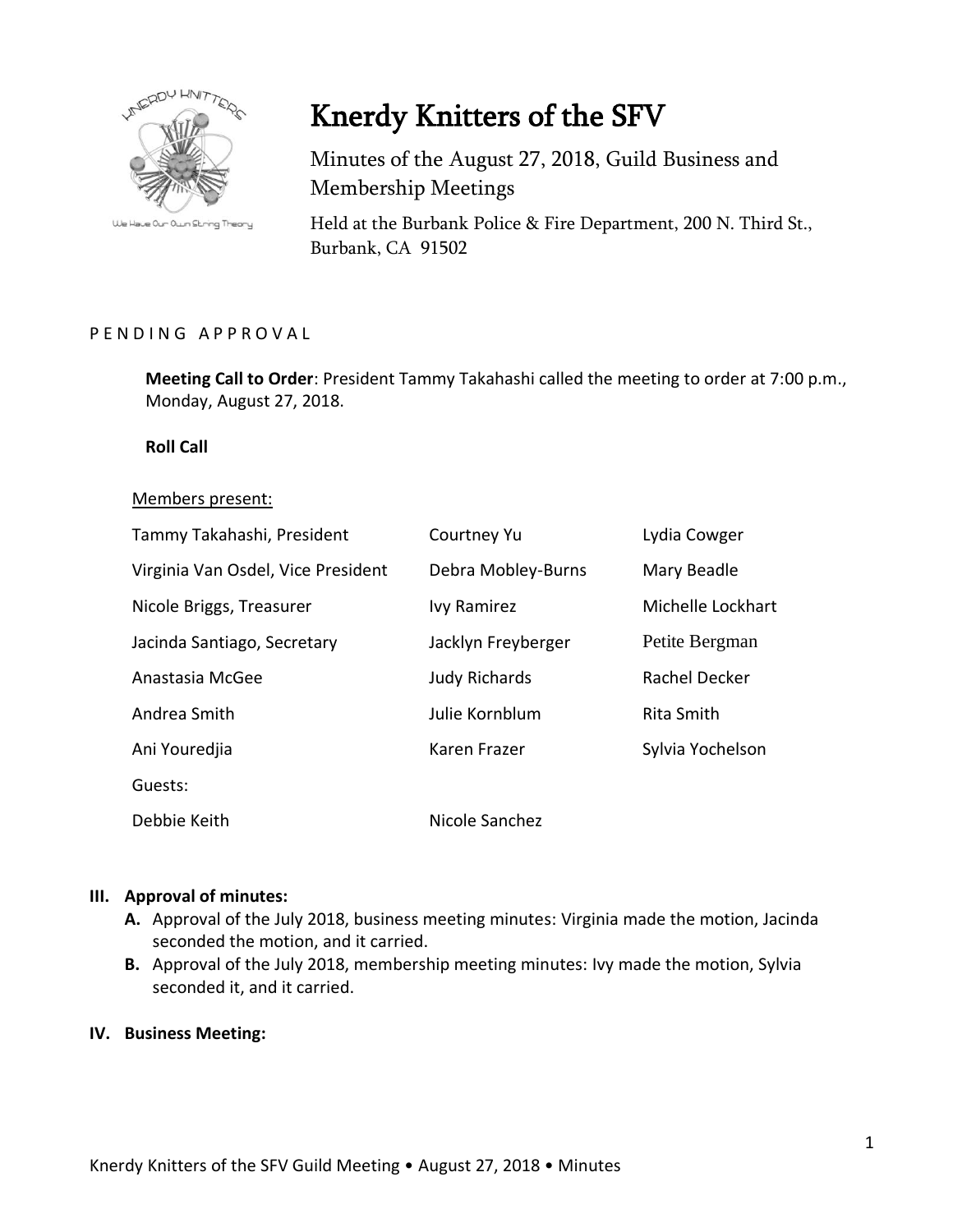# Knerdy Knitters of the SFV

Minutes of the August 27, 2018, Guild Business and Membership Meetings

Held at the Burbank Police & Fire Department, 200 N. Third St., Burbank, CA 91502

PENDING APPROVAL

**Meeting Call to Order**: President Tammy Takahashi called the meeting to order at 7:00 p.m., Monday, August 27, 2018.

**Roll Call**

Members present:

| | | |
|---|---|---|
| Tammy Takahashi, President | Courtney Yu | Lydia Cowger |
| Virginia Van Osdel, Vice President | Debra Mobley-Burns | Mary Beadle |
| Nicole Briggs, Treasurer | Ivy Ramirez | Michelle Lockhart |
| Jacinda Santiago, Secretary | Jacklyn Freyberger | Petite Bergman |
| Anastasia McGee | Judy Richards | Rachel Decker |
| Andrea Smith | Julie Kornblum | Rita Smith |
| Ani Youredjia | Karen Frazer | Sylvia Yochelson |
| Guests: | | |
| Debbie Keith | Nicole Sanchez | |

**III. Approval of minutes:**

- **A.** Approval of the July 2018, business meeting minutes: Virginia made the motion, Jacinda seconded the motion, and it carried.
- **B.** Approval of the July 2018, membership meeting minutes: Ivy made the motion, Sylvia seconded it, and it carried.

**IV. Business Meeting:**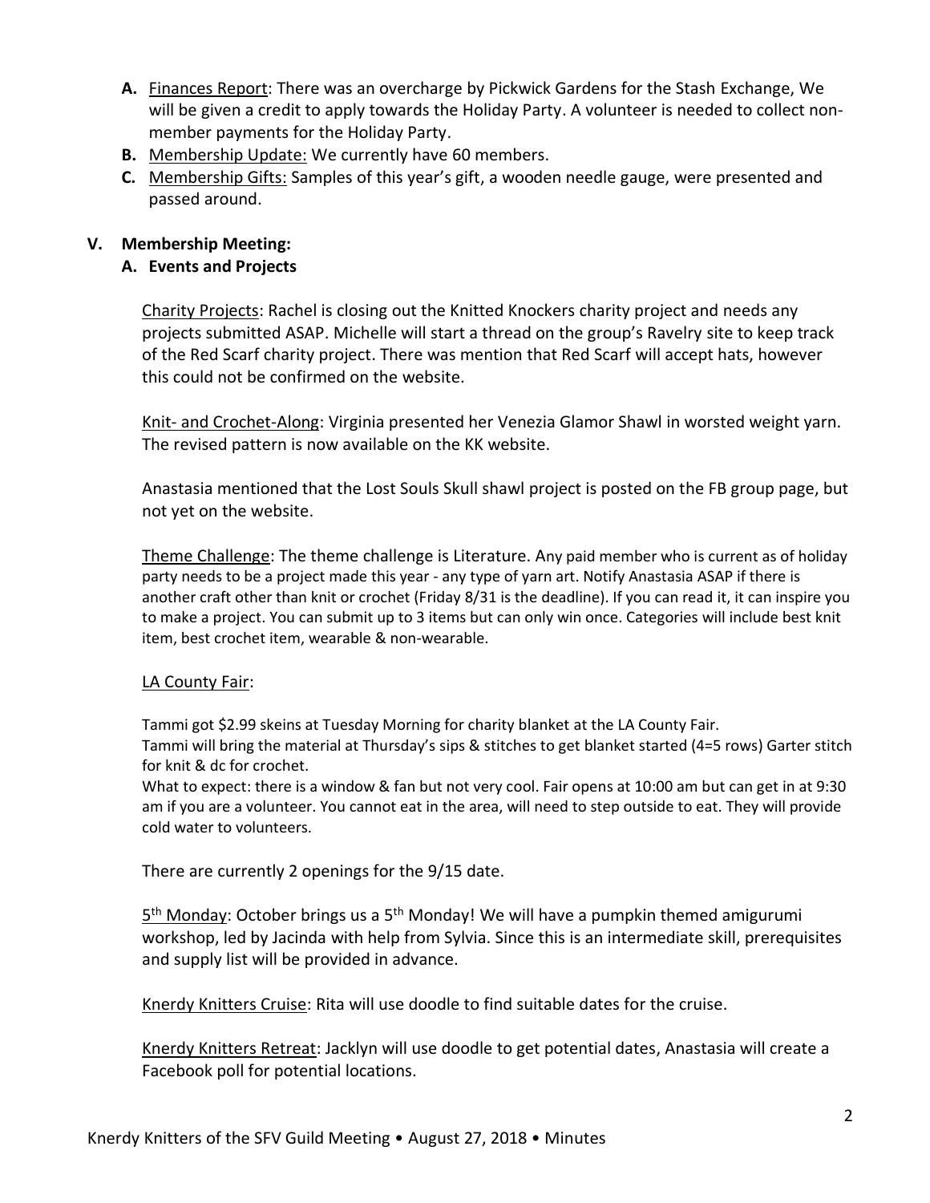A. Finances Report: There was an overcharge by Pickwick Gardens for the Stash Exchange, We will be given a credit to apply towards the Holiday Party. A volunteer is needed to collect non-member payments for the Holiday Party.
B. Membership Update: We currently have 60 members.
C. Membership Gifts: Samples of this year's gift, a wooden needle gauge, were presented and passed around.

## V. Membership Meeting:

### A. Events and Projects

Charity Projects: Rachel is closing out the Knitted Knockers charity project and needs any projects submitted ASAP. Michelle will start a thread on the group's Ravelry site to keep track of the Red Scarf charity project. There was mention that Red Scarf will accept hats, however this could not be confirmed on the website.

Knit- and Crochet-Along: Virginia presented her Venezia Glamor Shawl in worsted weight yarn. The revised pattern is now available on the KK website.

Anastasia mentioned that the Lost Souls Skull shawl project is posted on the FB group page, but not yet on the website.

Theme Challenge: The theme challenge is Literature. Any paid member who is current as of holiday party needs to be a project made this year - any type of yarn art. Notify Anastasia ASAP if there is another craft other than knit or crochet (Friday 8/31 is the deadline). If you can read it, it can inspire you to make a project. You can submit up to 3 items but can only win once. Categories will include best knit item, best crochet item, wearable & non-wearable.

LA County Fair:

Tammi got $2.99 skeins at Tuesday Morning for charity blanket at the LA County Fair.
Tammi will bring the material at Thursday's sips & stitches to get blanket started (4=5 rows) Garter stitch for knit & dc for crochet.
What to expect: there is a window & fan but not very cool. Fair opens at 10:00 am but can get in at 9:30 am if you are a volunteer. You cannot eat in the area, will need to step outside to eat. They will provide cold water to volunteers.

There are currently 2 openings for the 9/15 date.

5th Monday: October brings us a 5th Monday! We will have a pumpkin themed amigurumi workshop, led by Jacinda with help from Sylvia. Since this is an intermediate skill, prerequisites and supply list will be provided in advance.

Knerdy Knitters Cruise: Rita will use doodle to find suitable dates for the cruise.

Knerdy Knitters Retreat: Jacklyn will use doodle to get potential dates, Anastasia will create a Facebook poll for potential locations.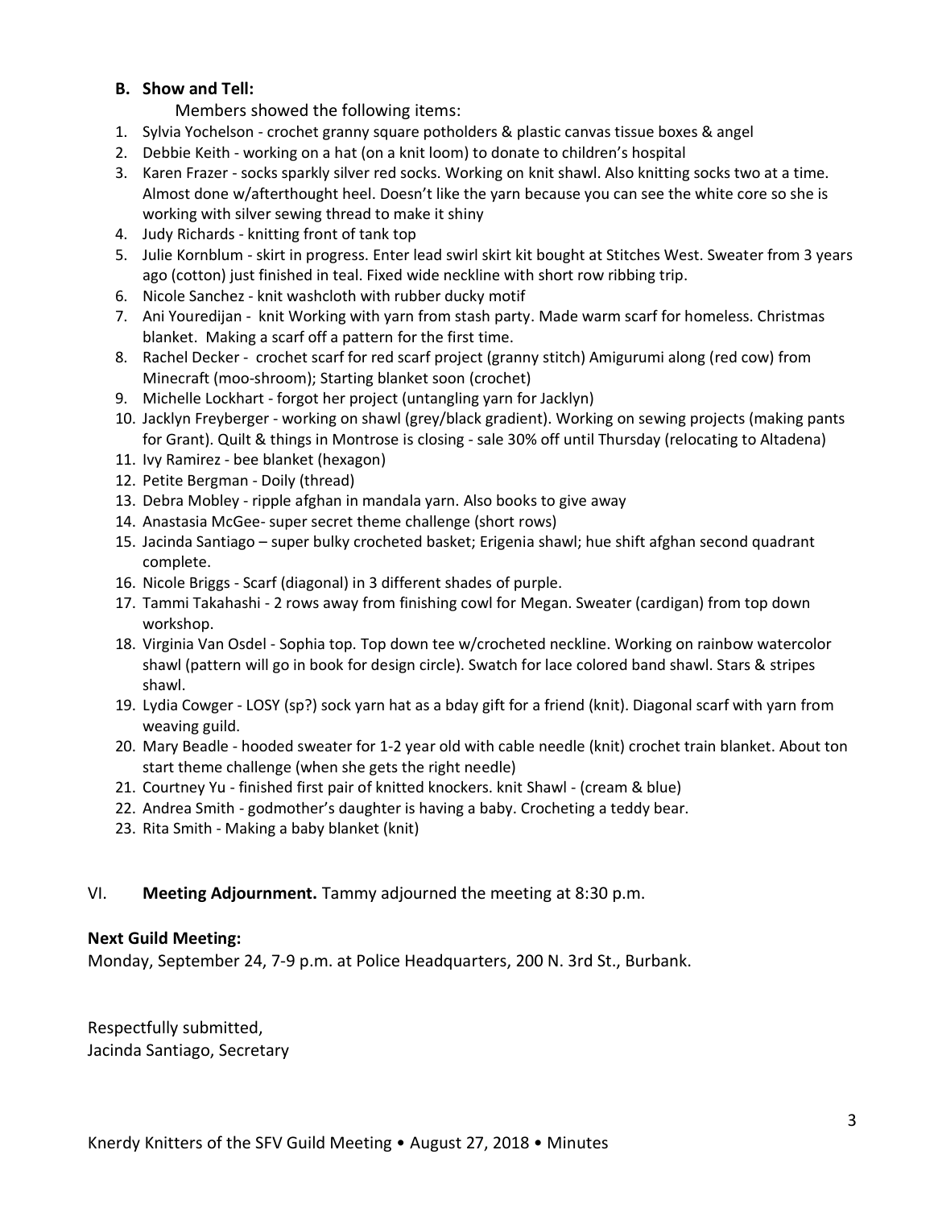### B. Show and Tell:

Members showed the following items:

1. Sylvia Yochelson - crochet granny square potholders & plastic canvas tissue boxes & angel
2. Debbie Keith - working on a hat (on a knit loom) to donate to children's hospital
3. Karen Frazer - socks sparkly silver red socks. Working on knit shawl. Also knitting socks two at a time. Almost done w/afterthought heel. Doesn't like the yarn because you can see the white core so she is working with silver sewing thread to make it shiny
4. Judy Richards - knitting front of tank top
5. Julie Kornblum - skirt in progress. Enter lead swirl skirt kit bought at Stitches West. Sweater from 3 years ago (cotton) just finished in teal. Fixed wide neckline with short row ribbing trip.
6. Nicole Sanchez - knit washcloth with rubber ducky motif
7. Ani Youredijan - knit Working with yarn from stash party. Made warm scarf for homeless. Christmas blanket. Making a scarf off a pattern for the first time.
8. Rachel Decker - crochet scarf for red scarf project (granny stitch) Amigurumi along (red cow) from Minecraft (moo-shroom); Starting blanket soon (crochet)
9. Michelle Lockhart - forgot her project (untangling yarn for Jacklyn)
10. Jacklyn Freyberger - working on shawl (grey/black gradient). Working on sewing projects (making pants for Grant). Quilt & things in Montrose is closing - sale 30% off until Thursday (relocating to Altadena)
11. Ivy Ramirez - bee blanket (hexagon)
12. Petite Bergman - Doily (thread)
13. Debra Mobley - ripple afghan in mandala yarn. Also books to give away
14. Anastasia McGee- super secret theme challenge (short rows)
15. Jacinda Santiago – super bulky crocheted basket; Erigenia shawl; hue shift afghan second quadrant complete.
16. Nicole Briggs - Scarf (diagonal) in 3 different shades of purple.
17. Tammi Takahashi - 2 rows away from finishing cowl for Megan. Sweater (cardigan) from top down workshop.
18. Virginia Van Osdel - Sophia top. Top down tee w/crocheted neckline. Working on rainbow watercolor shawl (pattern will go in book for design circle). Swatch for lace colored band shawl. Stars & stripes shawl.
19. Lydia Cowger - LOSY (sp?) sock yarn hat as a bday gift for a friend (knit). Diagonal scarf with yarn from weaving guild.
20. Mary Beadle - hooded sweater for 1-2 year old with cable needle (knit) crochet train blanket. About ton start theme challenge (when she gets the right needle)
21. Courtney Yu - finished first pair of knitted knockers. knit Shawl - (cream & blue)
22. Andrea Smith - godmother's daughter is having a baby. Crocheting a teddy bear.
23. Rita Smith - Making a baby blanket (knit)

VI. **Meeting Adjournment.** Tammy adjourned the meeting at 8:30 p.m.

**Next Guild Meeting:**
Monday, September 24, 7-9 p.m. at Police Headquarters, 200 N. 3rd St., Burbank.

Respectfully submitted,
Jacinda Santiago, Secretary